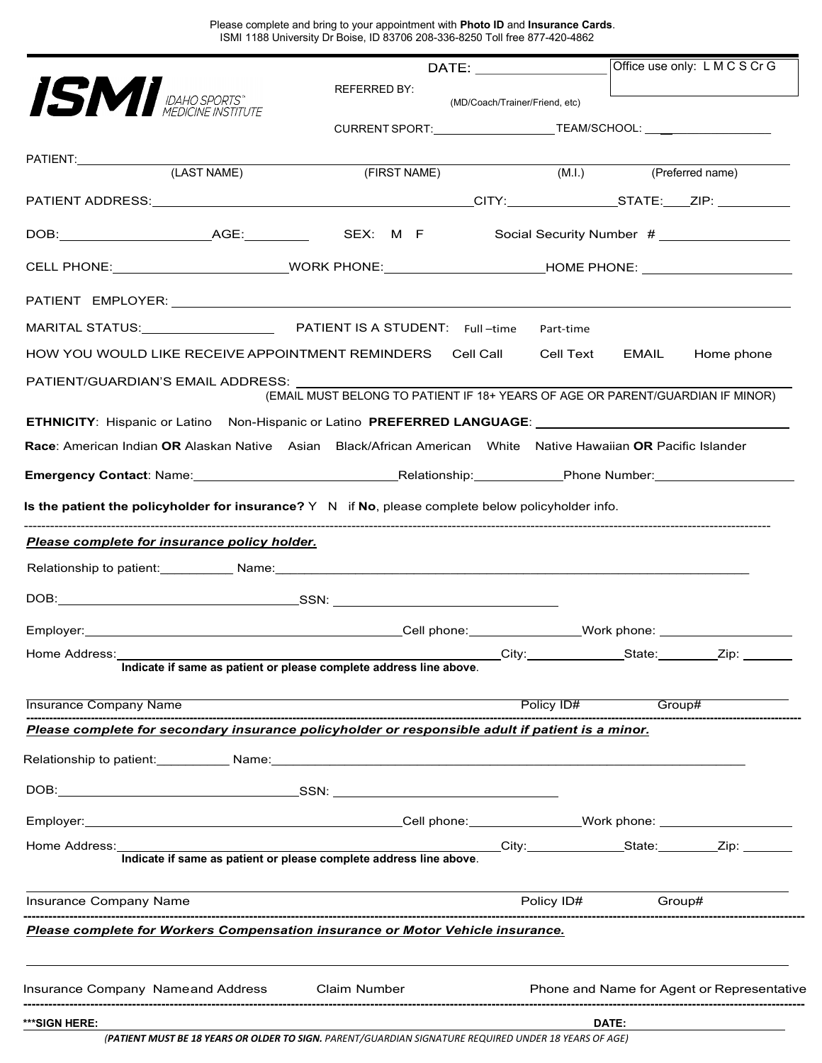Please complete and bring to your appointment with **Photo ID** and **Insurance Cards**.
ISMI 1188 University Dr Boise, ID 83706 208-336-8250 Toll free 877-420-4862

**ISMI** IDAHO SPORTS MEDICINE INSTITUTE

DATE: ________________

Office use only: L M C S Cr G

REFERRED BY: ________________ (MD/Coach/Trainer/Friend, etc)

CURRENT SPORT: ________________ TEAM/SCHOOL: ________________

PATIENT: ________________ (LAST NAME) ________________ (FIRST NAME) ________ (M.I.) ________ (Preferred name)

PATIENT ADDRESS: ________________ CITY: ________ STATE: ____ ZIP: ________

DOB: ________________ AGE: ________ SEX: M F Social Security Number # ________________

CELL PHONE: ________________ WORK PHONE: ________________ HOME PHONE: ________________

PATIENT EMPLOYER: ________________

MARITAL STATUS: ________________ PATIENT IS A STUDENT: Full –time Part-time

HOW YOU WOULD LIKE RECEIVE APPOINTMENT REMINDERS Cell Call Cell Text EMAIL Home phone

PATIENT/GUARDIAN'S EMAIL ADDRESS: ________________
(EMAIL MUST BELONG TO PATIENT IF 18+ YEARS OF AGE OR PARENT/GUARDIAN IF MINOR)

**ETHNICITY**: Hispanic or Latino Non-Hispanic or Latino **PREFERRED LANGUAGE**: ________________

**Race**: American Indian **OR** Alaskan Native Asian Black/African American White Native Hawaiian **OR** Pacific Islander

**Emergency Contact**: Name: ________________ Relationship: ________ Phone Number: ________________

**Is the patient the policyholder for insurance?** Y N if **No**, please complete below policyholder info.

---

***Please complete for insurance policy holder.***

Relationship to patient: ________ Name: ________________

DOB: ________________ SSN: ________________

Employer: ________________ Cell phone: ________________ Work phone: ________________

Home Address: ________________ City: ________ State: ________ Zip: ________
**Indicate if same as patient or please complete address line above**.

Insurance Company Name ________________ Policy ID# ________ Group# ________

---

***Please complete for secondary insurance policyholder or responsible adult if patient is a minor.***

Relationship to patient: ________ Name: ________________

DOB: ________________ SSN: ________________

Employer: ________________ Cell phone: ________________ Work phone: ________________

Home Address: ________________ City: ________ State: ________ Zip: ________
**Indicate if same as patient or please complete address line above**.

Insurance Company Name ________________ Policy ID# ________ Group# ________

---

***Please complete for Workers Compensation insurance or Motor Vehicle insurance.***

Insurance Company Name and Address ________ Claim Number ________ Phone and Name for Agent or Representative ________

---

**\*\*\*SIGN HERE:** ________________ **DATE:** ________

(***PATIENT MUST BE 18 YEARS OR OLDER TO SIGN.*** *PARENT/GUARDIAN SIGNATURE REQUIRED UNDER 18 YEARS OF AGE*)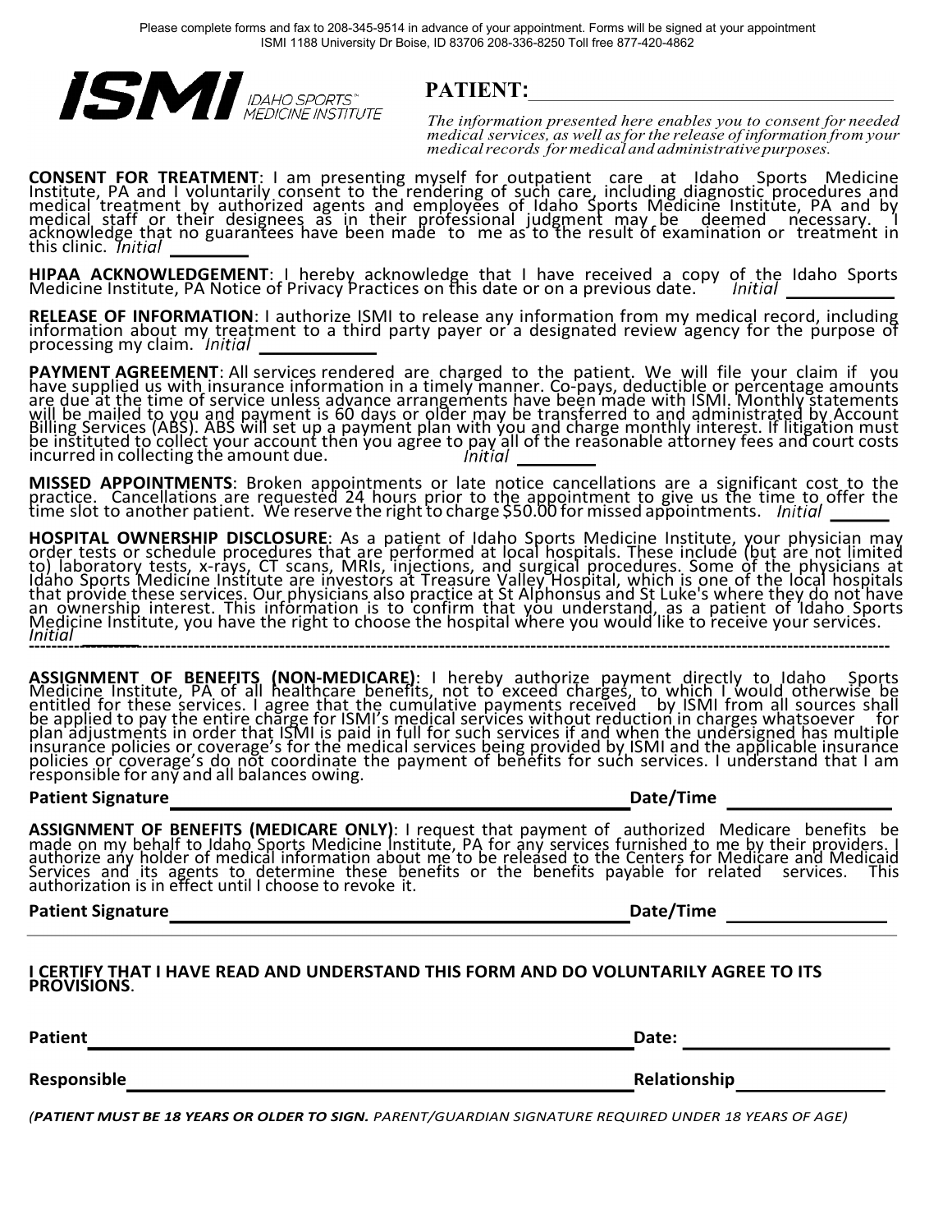Please complete forms and fax to 208-345-9514 in advance of your appointment. Forms will be signed at your appointment
ISMI 1188 University Dr Boise, ID 83706 208-336-8250 Toll free 877-420-4862

**ISMI** IDAHO SPORTS™ MEDICINE INSTITUTE

**PATIENT:**\_\_\_\_\_\_\_\_\_\_\_\_\_\_\_\_\_\_\_\_\_\_\_\_\_\_\_\_\_\_\_\_\_\_\_\_\_\_\_\_

*The information presented here enables you to consent for needed medical services, as well as for the release of information from your medical records for medical and administrative purposes.*

**CONSENT FOR TREATMENT**: I am presenting myself for outpatient care at Idaho Sports Medicine Institute, PA and I voluntarily consent to the rendering of such care, including diagnostic procedures and medical treatment by authorized agents and employees of Idaho Sports Medicine Institute, PA and by medical staff or their designees as in their professional judgment may be deemed necessary. I acknowledge that no guarantees have been made to me as to the result of examination or treatment in this clinic. *Initial* \_\_\_\_\_\_\_\_

**HIPAA ACKNOWLEDGEMENT**: I hereby acknowledge that I have received a copy of the Idaho Sports Medicine Institute, PA Notice of Privacy Practices on this date or on a previous date. *Initial* \_\_\_\_\_\_\_\_\_\_

**RELEASE OF INFORMATION**: I authorize ISMI to release any information from my medical record, including information about my treatment to a third party payer or a designated review agency for the purpose of processing my claim. *Initial* \_\_\_\_\_\_\_\_\_\_

**PAYMENT AGREEMENT**: All services rendered are charged to the patient. We will file your claim if you have supplied us with insurance information in a timely manner. Co-pays, deductible or percentage amounts are due at the time of service unless advance arrangements have been made with ISMI. Monthly statements will be mailed to you and payment is 60 days or older may be transferred to and administrated by Account Billing Services (ABS). ABS will set up a payment plan with you and charge monthly interest. If litigation must be instituted to collect your account then you agree to pay all of the reasonable attorney fees and court costs incurred in collecting the amount due. *Initial* \_\_\_\_\_\_\_\_

**MISSED APPOINTMENTS**: Broken appointments or late notice cancellations are a significant cost to the practice. Cancellations are requested 24 hours prior to the appointment to give us the time to offer the time slot to another patient. We reserve the right to charge $50.00 for missed appointments. *Initial* \_\_\_\_\_\_

**HOSPITAL OWNERSHIP DISCLOSURE**: As a patient of Idaho Sports Medicine Institute, your physician may order tests or schedule procedures that are performed at local hospitals. These include (but are not limited to) laboratory tests, x-rays, CT scans, MRIs, injections, and surgical procedures. Some of the physicians at Idaho Sports Medicine Institute are investors at Treasure Valley Hospital, which is one of the local hospitals that provide these services. Our physicians also practice at St Alphonsus and St Luke's where they do not have an ownership interest. This information is to confirm that you understand, as a patient of Idaho Sports Medicine Institute, you have the right to choose the hospital where you would like to receive your services. *Initial* \_\_\_\_\_\_

---

**ASSIGNMENT OF BENEFITS (NON-MEDICARE)**: I hereby authorize payment directly to Idaho Sports Medicine Institute, PA of all healthcare benefits, not to exceed charges, to which I would otherwise be entitled for these services. I agree that the cumulative payments received by ISMI from all sources shall be applied to pay the entire charge for ISMI's medical services without reduction in charges whatsoever for plan adjustments in order that ISMI is paid in full for such services if and when the undersigned has multiple insurance policies or coverage's for the medical services being provided by ISMI and the applicable insurance policies or coverage's do not coordinate the payment of benefits for such services. I understand that I am responsible for any and all balances owing.

**Patient Signature**\_\_\_\_\_\_\_\_\_\_\_\_\_\_\_\_\_\_\_\_\_\_\_\_\_\_\_\_\_\_\_\_\_\_\_\_\_\_\_\_ **Date/Time** \_\_\_\_\_\_\_\_\_\_\_\_\_\_\_

**ASSIGNMENT OF BENEFITS (MEDICARE ONLY)**: I request that payment of authorized Medicare benefits be made on my behalf to Idaho Sports Medicine Institute, PA for any services furnished to me by their providers. I authorize any holder of medical information about me to be released to the Centers for Medicare and Medicaid Services and its agents to determine these benefits or the benefits payable for related services. This authorization is in effect until I choose to revoke it.

**Patient Signature**\_\_\_\_\_\_\_\_\_\_\_\_\_\_\_\_\_\_\_\_\_\_\_\_\_\_\_\_\_\_\_\_\_\_\_\_\_\_\_\_ **Date/Time** \_\_\_\_\_\_\_\_\_\_\_\_\_\_\_

---

**I CERTIFY THAT I HAVE READ AND UNDERSTAND THIS FORM AND DO VOLUNTARILY AGREE TO ITS PROVISIONS**.

**Patient**\_\_\_\_\_\_\_\_\_\_\_\_\_\_\_\_\_\_\_\_\_\_\_\_\_\_\_\_\_\_\_\_\_\_\_\_\_\_\_\_\_\_\_\_\_\_ **Date:** \_\_\_\_\_\_\_\_\_\_\_\_\_\_\_\_\_\_\_

**Responsible**\_\_\_\_\_\_\_\_\_\_\_\_\_\_\_\_\_\_\_\_\_\_\_\_\_\_\_\_\_\_\_\_\_\_\_\_\_\_\_\_\_\_\_\_ **Relationship**\_\_\_\_\_\_\_\_\_\_\_\_\_\_\_

*(**PATIENT MUST BE 18 YEARS OR OLDER TO SIGN.** PARENT/GUARDIAN SIGNATURE REQUIRED UNDER 18 YEARS OF AGE)*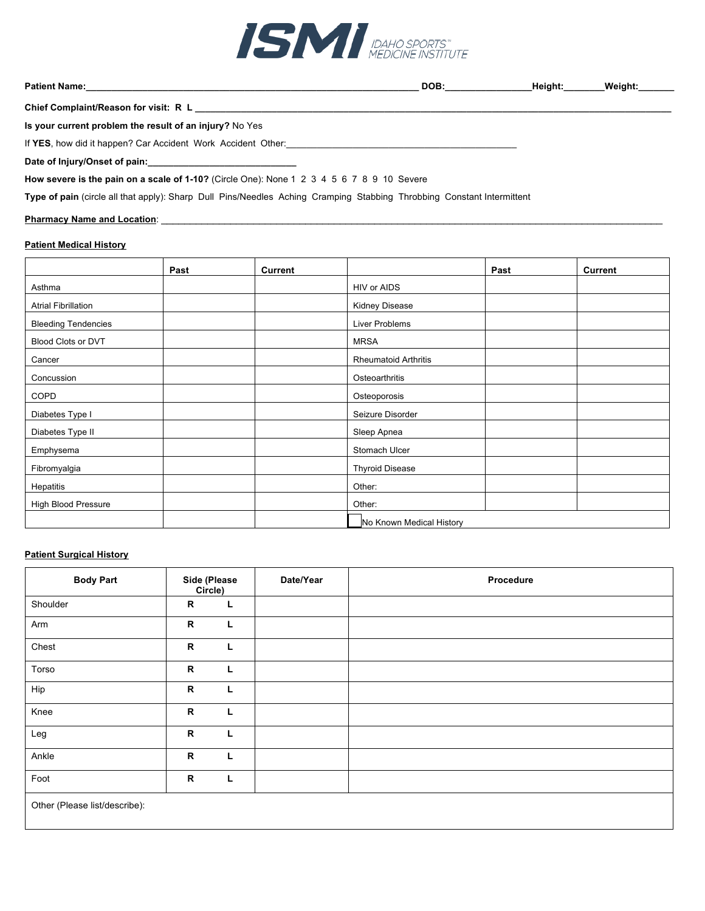**ISMI** IDAHO SPORTS™ MEDICINE INSTITUTE

**Patient Name:**_______________________________________________ **DOB:**_______________**Height:**_______**Weight:**_______

**Chief Complaint/Reason for visit: R L** ________________________________________________________________________

**Is your current problem the result of an injury?** No Yes

If **YES**, how did it happen? Car Accident Work Accident Other:_____________________________________________

**Date of Injury/Onset of pain:**____________________________

**How severe is the pain on a scale of 1-10?** (Circle One): None 1 2 3 4 5 6 7 8 9 10 Severe

**Type of pain** (circle all that apply): Sharp Dull Pins/Needles Aching Cramping Stabbing Throbbing Constant Intermittent

**Pharmacy Name and Location**: ________________________________________________________________________

**Patient Medical History**

| | Past | Current | | Past | Current |
|---|---|---|---|---|---|
| Asthma | | | HIV or AIDS | | |
| Atrial Fibrillation | | | Kidney Disease | | |
| Bleeding Tendencies | | | Liver Problems | | |
| Blood Clots or DVT | | | MRSA | | |
| Cancer | | | Rheumatoid Arthritis | | |
| Concussion | | | Osteoarthritis | | |
| COPD | | | Osteoporosis | | |
| Diabetes Type I | | | Seizure Disorder | | |
| Diabetes Type II | | | Sleep Apnea | | |
| Emphysema | | | Stomach Ulcer | | |
| Fibromyalgia | | | Thyroid Disease | | |
| Hepatitis | | | Other: | | |
| High Blood Pressure | | | Other: | | |
| | | | ☐ No Known Medical History | | |

**Patient Surgical History**

| Body Part | Side (Please Circle) | Date/Year | Procedure |
|---|---|---|---|
| Shoulder | R L | | |
| Arm | R L | | |
| Chest | R L | | |
| Torso | R L | | |
| Hip | R L | | |
| Knee | R L | | |
| Leg | R L | | |
| Ankle | R L | | |
| Foot | R L | | |
| Other (Please list/describe): | | | |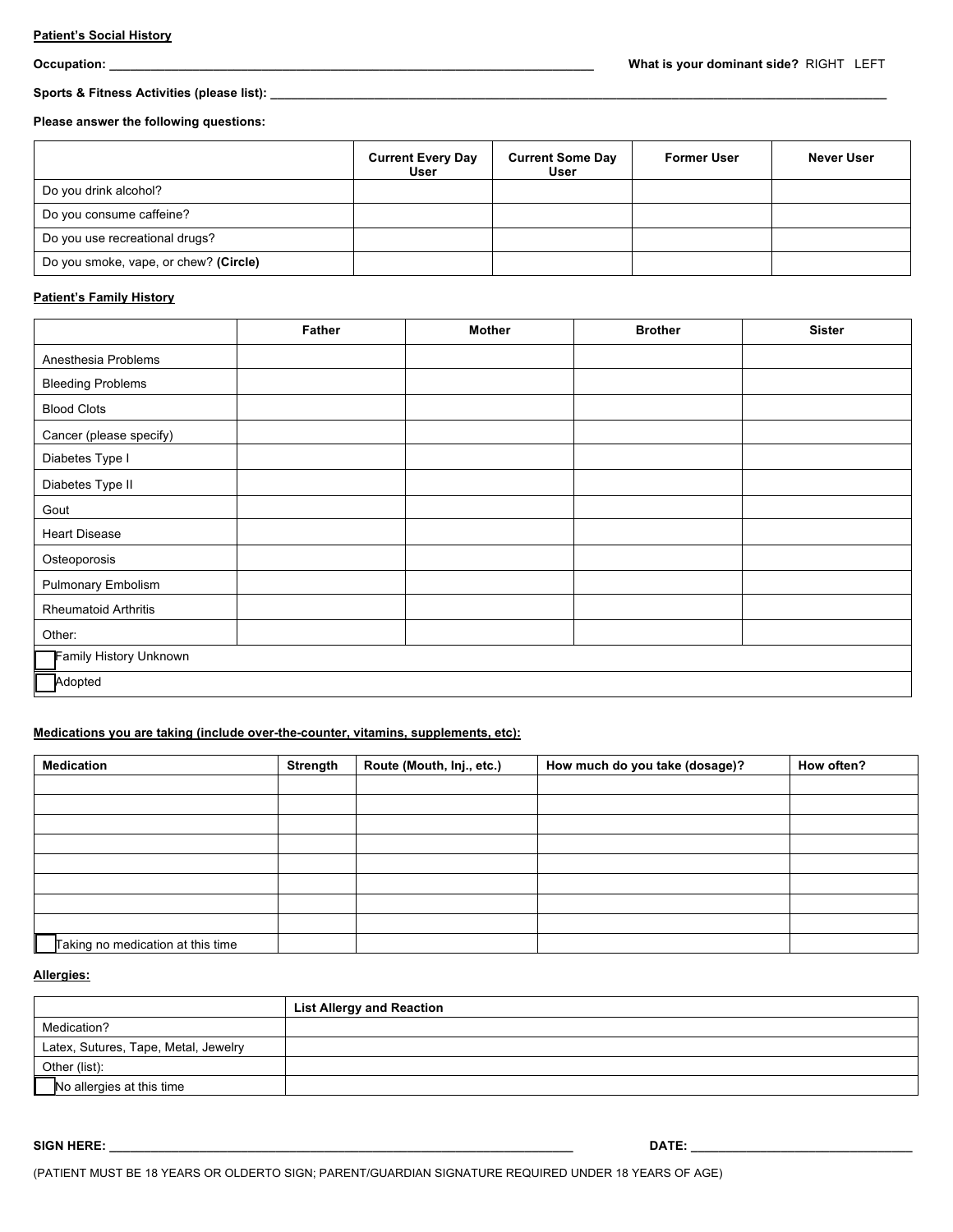**Patient's Social History**

**Occupation:** ______________________________________________ **What is your dominant side?** RIGHT LEFT

**Sports & Fitness Activities (please list):** ______________________________________________

**Please answer the following questions:**

| | Current Every Day User | Current Some Day User | Former User | Never User |
|---|---|---|---|---|
| Do you drink alcohol? | | | | |
| Do you consume caffeine? | | | | |
| Do you use recreational drugs? | | | | |
| Do you smoke, vape, or chew? **(Circle)** | | | | |

**Patient's Family History**

| | Father | Mother | Brother | Sister |
|---|---|---|---|---|
| Anesthesia Problems | | | | |
| Bleeding Problems | | | | |
| Blood Clots | | | | |
| Cancer (please specify) | | | | |
| Diabetes Type I | | | | |
| Diabetes Type II | | | | |
| Gout | | | | |
| Heart Disease | | | | |
| Osteoporosis | | | | |
| Pulmonary Embolism | | | | |
| Rheumatoid Arthritis | | | | |
| Other: | | | | |
| ☐ Family History Unknown | | | | |
| ☐ Adopted | | | | |

**Medications you are taking (include over-the-counter, vitamins, supplements, etc):**

| Medication | Strength | Route (Mouth, Inj., etc.) | How much do you take (dosage)? | How often? |
|---|---|---|---|---|
| | | | | |
| | | | | |
| | | | | |
| | | | | |
| | | | | |
| | | | | |
| | | | | |
| | | | | |
| ☐ Taking no medication at this time | | | | |

**Allergies:**

| | List Allergy and Reaction |
|---|---|
| Medication? | |
| Latex, Sutures, Tape, Metal, Jewelry | |
| Other (list): | |
| ☐ No allergies at this time | |

**SIGN HERE:** ______________________________________________ **DATE:** ______________________

(PATIENT MUST BE 18 YEARS OR OLDERTO SIGN; PARENT/GUARDIAN SIGNATURE REQUIRED UNDER 18 YEARS OF AGE)